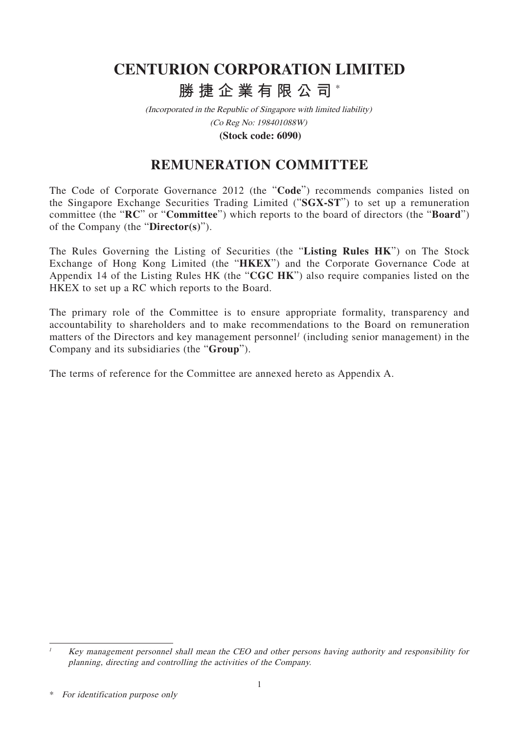# CENTURION CORPORATION LIMITED

## 勝捷企業有限公司*

*(Incorporated in the Republic of Singapore with limited liability)*

*(Co Reg No: 198401088W)*

**(Stock code: 6090)**

## REMUNERATION COMMITTEE

The Code of Corporate Governance 2012 (the "**Code**") recommends companies listed on the Singapore Exchange Securities Trading Limited ("**SGX-ST**") to set up a remuneration committee (the "**RC**" or "**Committee**") which reports to the board of directors (the "**Board**") of the Company (the "**Director(s)**").

The Rules Governing the Listing of Securities (the "**Listing Rules HK**") on The Stock Exchange of Hong Kong Limited (the "**HKEX**") and the Corporate Governance Code at Appendix 14 of the Listing Rules HK (the "**CGC HK**") also require companies listed on the HKEX to set up a RC which reports to the Board.

The primary role of the Committee is to ensure appropriate formality, transparency and accountability to shareholders and to make recommendations to the Board on remuneration matters of the Directors and key management personnel[1] (including senior management) in the Company and its subsidiaries (the "**Group**").

The terms of reference for the Committee are annexed hereto as Appendix A.

---

[1] *Key management personnel shall mean the CEO and other persons having authority and responsibility for planning, directing and controlling the activities of the Company.*

\* *For identification purpose only*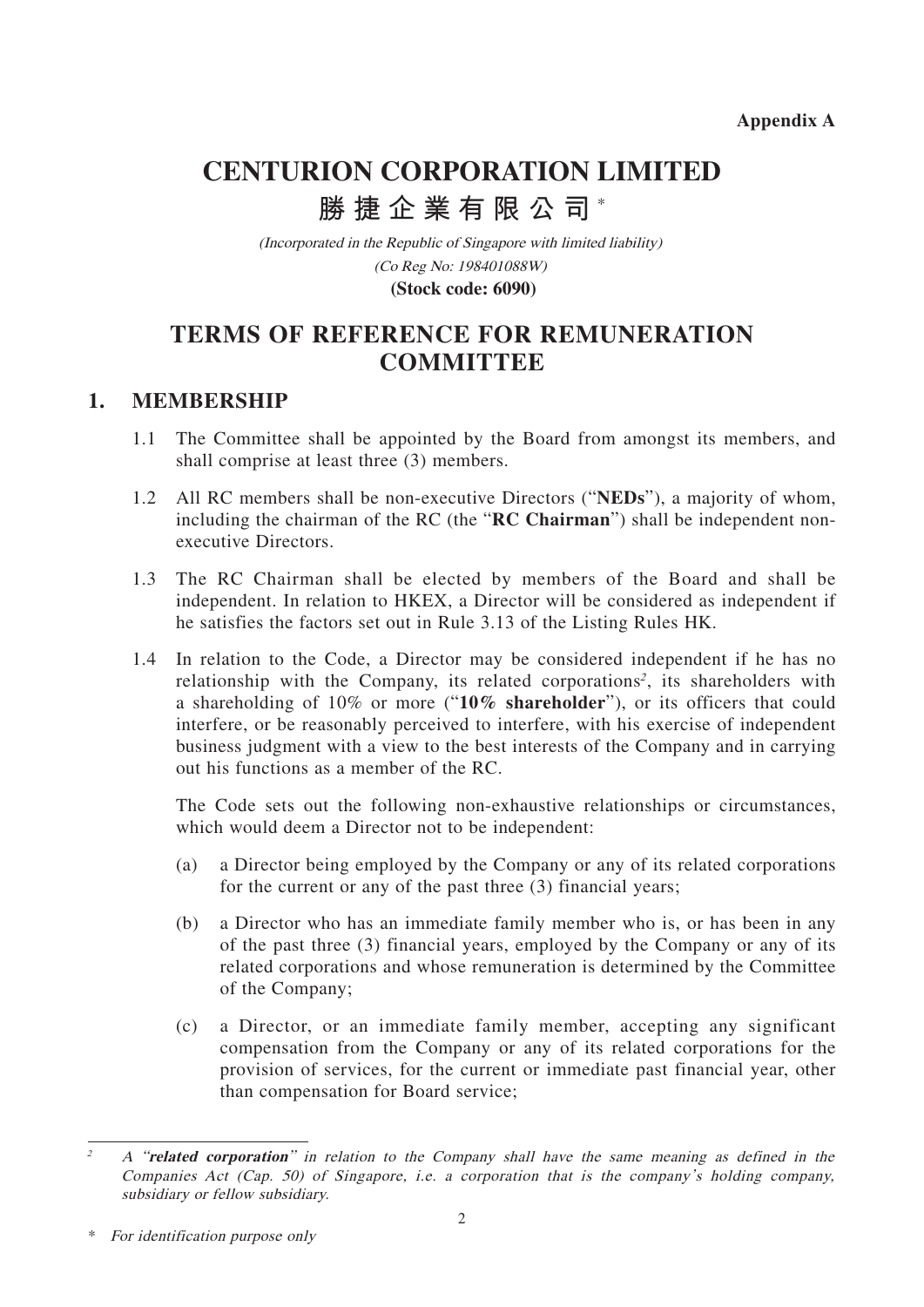**Appendix A**

# CENTURION CORPORATION LIMITED

# 勝捷企業有限公司*

*(Incorporated in the Republic of Singapore with limited liability)*

*(Co Reg No: 198401088W)*

**(Stock code: 6090)**

# TERMS OF REFERENCE FOR REMUNERATION COMMITTEE

## 1. MEMBERSHIP

1.1 The Committee shall be appointed by the Board from amongst its members, and shall comprise at least three (3) members.

1.2 All RC members shall be non-executive Directors ("**NEDs**"), a majority of whom, including the chairman of the RC (the "**RC Chairman**") shall be independent non-executive Directors.

1.3 The RC Chairman shall be elected by members of the Board and shall be independent. In relation to HKEX, a Director will be considered as independent if he satisfies the factors set out in Rule 3.13 of the Listing Rules HK.

1.4 In relation to the Code, a Director may be considered independent if he has no relationship with the Company, its related corporations[2], its shareholders with a shareholding of 10% or more ("**10% shareholder**"), or its officers that could interfere, or be reasonably perceived to interfere, with his exercise of independent business judgment with a view to the best interests of the Company and in carrying out his functions as a member of the RC.

The Code sets out the following non-exhaustive relationships or circumstances, which would deem a Director not to be independent:

(a) a Director being employed by the Company or any of its related corporations for the current or any of the past three (3) financial years;

(b) a Director who has an immediate family member who is, or has been in any of the past three (3) financial years, employed by the Company or any of its related corporations and whose remuneration is determined by the Committee of the Company;

(c) a Director, or an immediate family member, accepting any significant compensation from the Company or any of its related corporations for the provision of services, for the current or immediate past financial year, other than compensation for Board service;

---

[2] *A "**related corporation**" in relation to the Company shall have the same meaning as defined in the Companies Act (Cap. 50) of Singapore, i.e. a corporation that is the company's holding company, subsidiary or fellow subsidiary.*

\* *For identification purpose only*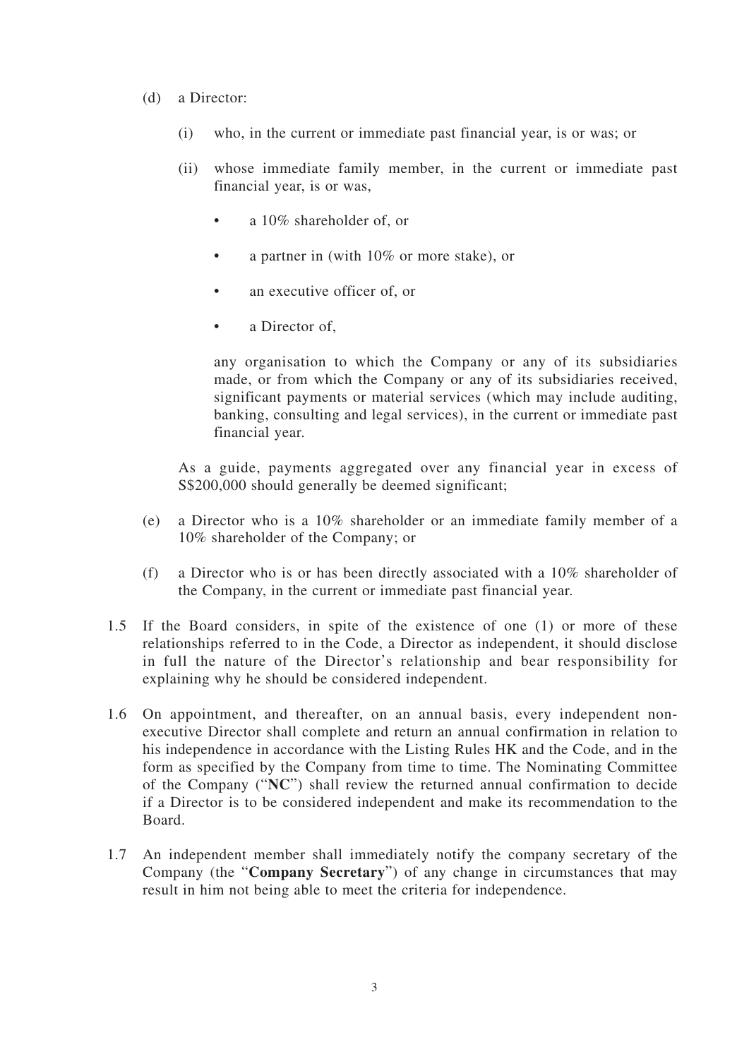(d) a Director:

  (i) who, in the current or immediate past financial year, is or was; or

  (ii) whose immediate family member, in the current or immediate past financial year, is or was,

  - a 10% shareholder of, or
  - a partner in (with 10% or more stake), or
  - an executive officer of, or
  - a Director of,

  any organisation to which the Company or any of its subsidiaries made, or from which the Company or any of its subsidiaries received, significant payments or material services (which may include auditing, banking, consulting and legal services), in the current or immediate past financial year.

  As a guide, payments aggregated over any financial year in excess of S$200,000 should generally be deemed significant;

(e) a Director who is a 10% shareholder or an immediate family member of a 10% shareholder of the Company; or

(f) a Director who is or has been directly associated with a 10% shareholder of the Company, in the current or immediate past financial year.

1.5 If the Board considers, in spite of the existence of one (1) or more of these relationships referred to in the Code, a Director as independent, it should disclose in full the nature of the Director's relationship and bear responsibility for explaining why he should be considered independent.

1.6 On appointment, and thereafter, on an annual basis, every independent non-executive Director shall complete and return an annual confirmation in relation to his independence in accordance with the Listing Rules HK and the Code, and in the form as specified by the Company from time to time. The Nominating Committee of the Company ("**NC**") shall review the returned annual confirmation to decide if a Director is to be considered independent and make its recommendation to the Board.

1.7 An independent member shall immediately notify the company secretary of the Company (the "**Company Secretary**") of any change in circumstances that may result in him not being able to meet the criteria for independence.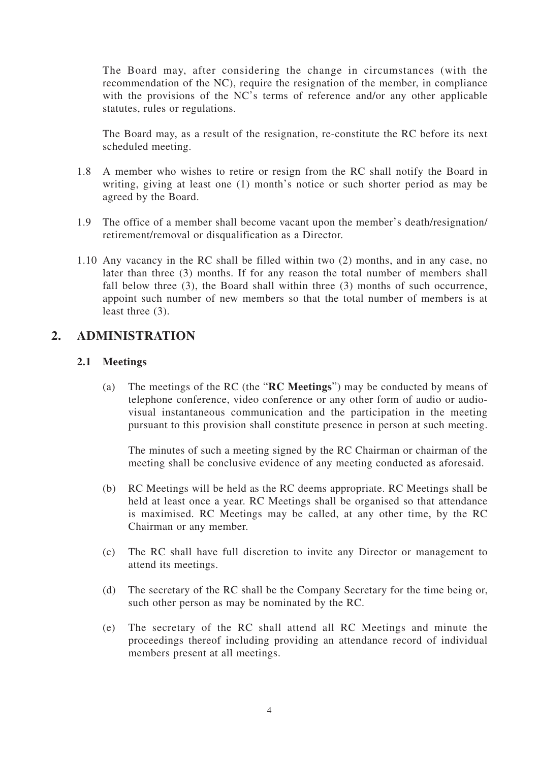The Board may, after considering the change in circumstances (with the recommendation of the NC), require the resignation of the member, in compliance with the provisions of the NC's terms of reference and/or any other applicable statutes, rules or regulations.

The Board may, as a result of the resignation, re-constitute the RC before its next scheduled meeting.

1.8 A member who wishes to retire or resign from the RC shall notify the Board in writing, giving at least one (1) month's notice or such shorter period as may be agreed by the Board.

1.9 The office of a member shall become vacant upon the member's death/resignation/retirement/removal or disqualification as a Director.

1.10 Any vacancy in the RC shall be filled within two (2) months, and in any case, no later than three (3) months. If for any reason the total number of members shall fall below three (3), the Board shall within three (3) months of such occurrence, appoint such number of new members so that the total number of members is at least three (3).

## 2. ADMINISTRATION

### 2.1 Meetings

(a) The meetings of the RC (the "**RC Meetings**") may be conducted by means of telephone conference, video conference or any other form of audio or audio-visual instantaneous communication and the participation in the meeting pursuant to this provision shall constitute presence in person at such meeting.

The minutes of such a meeting signed by the RC Chairman or chairman of the meeting shall be conclusive evidence of any meeting conducted as aforesaid.

(b) RC Meetings will be held as the RC deems appropriate. RC Meetings shall be held at least once a year. RC Meetings shall be organised so that attendance is maximised. RC Meetings may be called, at any other time, by the RC Chairman or any member.

(c) The RC shall have full discretion to invite any Director or management to attend its meetings.

(d) The secretary of the RC shall be the Company Secretary for the time being or, such other person as may be nominated by the RC.

(e) The secretary of the RC shall attend all RC Meetings and minute the proceedings thereof including providing an attendance record of individual members present at all meetings.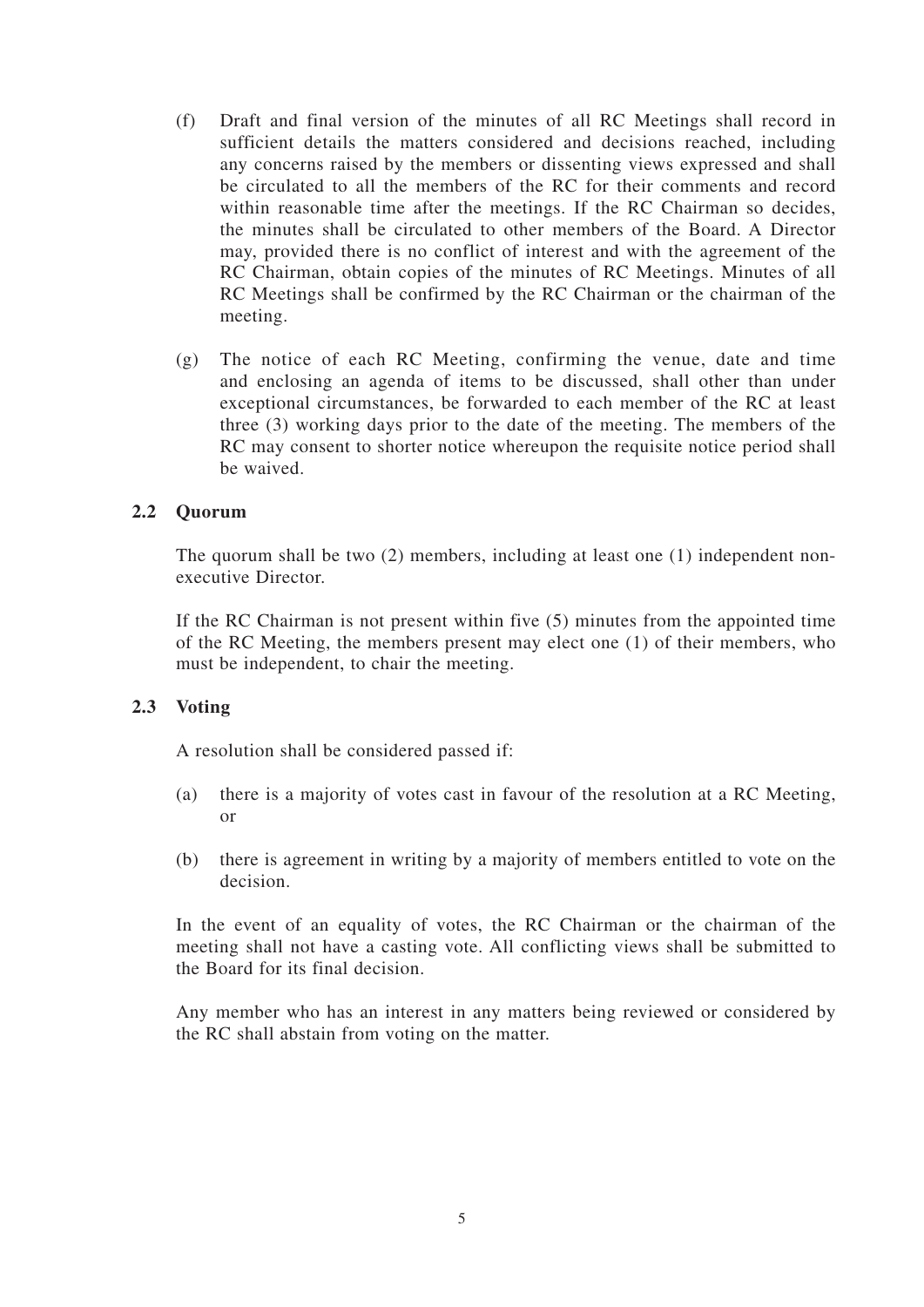(f) Draft and final version of the minutes of all RC Meetings shall record in sufficient details the matters considered and decisions reached, including any concerns raised by the members or dissenting views expressed and shall be circulated to all the members of the RC for their comments and record within reasonable time after the meetings. If the RC Chairman so decides, the minutes shall be circulated to other members of the Board. A Director may, provided there is no conflict of interest and with the agreement of the RC Chairman, obtain copies of the minutes of RC Meetings. Minutes of all RC Meetings shall be confirmed by the RC Chairman or the chairman of the meeting.

(g) The notice of each RC Meeting, confirming the venue, date and time and enclosing an agenda of items to be discussed, shall other than under exceptional circumstances, be forwarded to each member of the RC at least three (3) working days prior to the date of the meeting. The members of the RC may consent to shorter notice whereupon the requisite notice period shall be waived.

### 2.2 Quorum

The quorum shall be two (2) members, including at least one (1) independent non-executive Director.

If the RC Chairman is not present within five (5) minutes from the appointed time of the RC Meeting, the members present may elect one (1) of their members, who must be independent, to chair the meeting.

### 2.3 Voting

A resolution shall be considered passed if:

(a) there is a majority of votes cast in favour of the resolution at a RC Meeting, or

(b) there is agreement in writing by a majority of members entitled to vote on the decision.

In the event of an equality of votes, the RC Chairman or the chairman of the meeting shall not have a casting vote. All conflicting views shall be submitted to the Board for its final decision.

Any member who has an interest in any matters being reviewed or considered by the RC shall abstain from voting on the matter.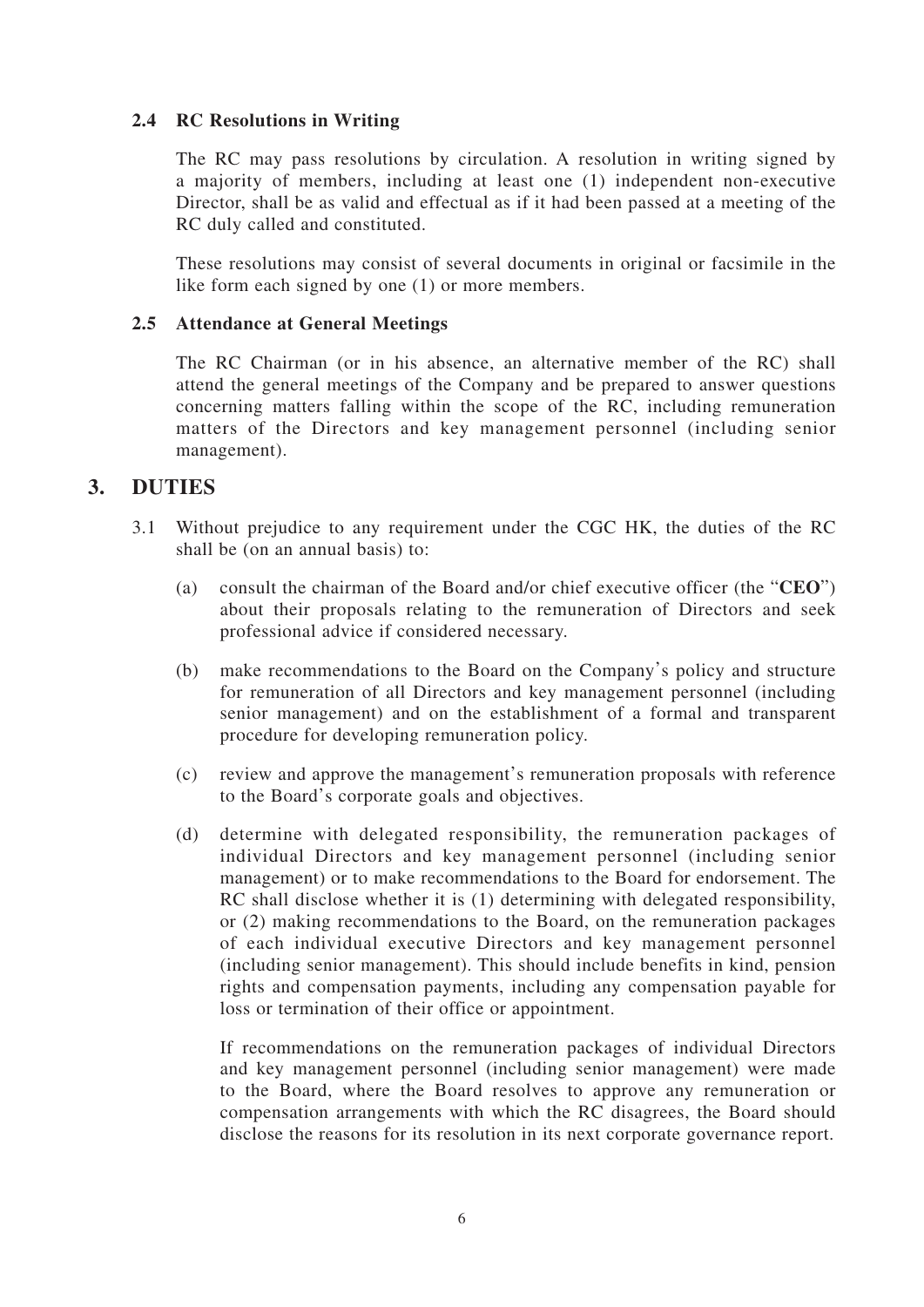### 2.4 RC Resolutions in Writing

The RC may pass resolutions by circulation. A resolution in writing signed by a majority of members, including at least one (1) independent non-executive Director, shall be as valid and effectual as if it had been passed at a meeting of the RC duly called and constituted.

These resolutions may consist of several documents in original or facsimile in the like form each signed by one (1) or more members.

### 2.5 Attendance at General Meetings

The RC Chairman (or in his absence, an alternative member of the RC) shall attend the general meetings of the Company and be prepared to answer questions concerning matters falling within the scope of the RC, including remuneration matters of the Directors and key management personnel (including senior management).

## 3. DUTIES

3.1 Without prejudice to any requirement under the CGC HK, the duties of the RC shall be (on an annual basis) to:

(a) consult the chairman of the Board and/or chief executive officer (the "**CEO**") about their proposals relating to the remuneration of Directors and seek professional advice if considered necessary.

(b) make recommendations to the Board on the Company's policy and structure for remuneration of all Directors and key management personnel (including senior management) and on the establishment of a formal and transparent procedure for developing remuneration policy.

(c) review and approve the management's remuneration proposals with reference to the Board's corporate goals and objectives.

(d) determine with delegated responsibility, the remuneration packages of individual Directors and key management personnel (including senior management) or to make recommendations to the Board for endorsement. The RC shall disclose whether it is (1) determining with delegated responsibility, or (2) making recommendations to the Board, on the remuneration packages of each individual executive Directors and key management personnel (including senior management). This should include benefits in kind, pension rights and compensation payments, including any compensation payable for loss or termination of their office or appointment.

If recommendations on the remuneration packages of individual Directors and key management personnel (including senior management) were made to the Board, where the Board resolves to approve any remuneration or compensation arrangements with which the RC disagrees, the Board should disclose the reasons for its resolution in its next corporate governance report.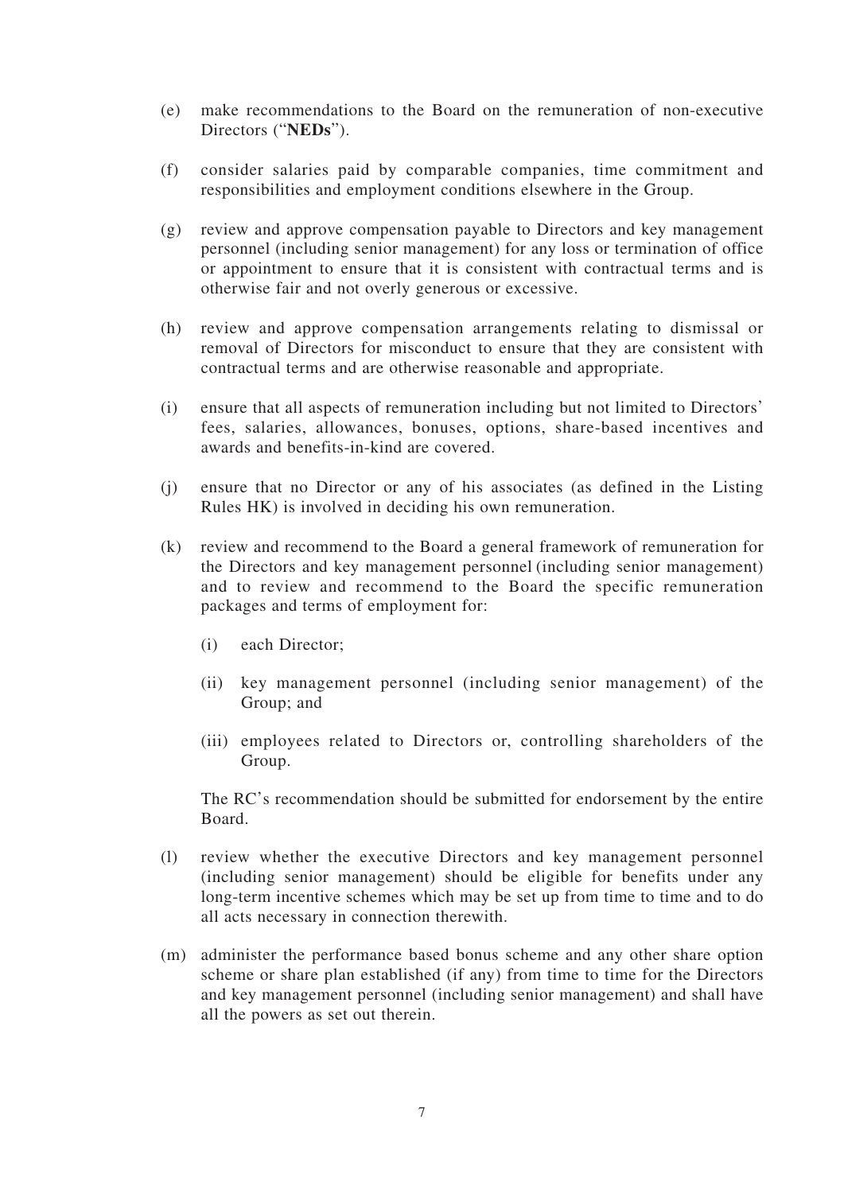(e) make recommendations to the Board on the remuneration of non-executive Directors ("**NEDs**").

(f) consider salaries paid by comparable companies, time commitment and responsibilities and employment conditions elsewhere in the Group.

(g) review and approve compensation payable to Directors and key management personnel (including senior management) for any loss or termination of office or appointment to ensure that it is consistent with contractual terms and is otherwise fair and not overly generous or excessive.

(h) review and approve compensation arrangements relating to dismissal or removal of Directors for misconduct to ensure that they are consistent with contractual terms and are otherwise reasonable and appropriate.

(i) ensure that all aspects of remuneration including but not limited to Directors' fees, salaries, allowances, bonuses, options, share-based incentives and awards and benefits-in-kind are covered.

(j) ensure that no Director or any of his associates (as defined in the Listing Rules HK) is involved in deciding his own remuneration.

(k) review and recommend to the Board a general framework of remuneration for the Directors and key management personnel (including senior management) and to review and recommend to the Board the specific remuneration packages and terms of employment for:

    (i) each Director;

    (ii) key management personnel (including senior management) of the Group; and

    (iii) employees related to Directors or, controlling shareholders of the Group.

    The RC's recommendation should be submitted for endorsement by the entire Board.

(l) review whether the executive Directors and key management personnel (including senior management) should be eligible for benefits under any long-term incentive schemes which may be set up from time to time and to do all acts necessary in connection therewith.

(m) administer the performance based bonus scheme and any other share option scheme or share plan established (if any) from time to time for the Directors and key management personnel (including senior management) and shall have all the powers as set out therein.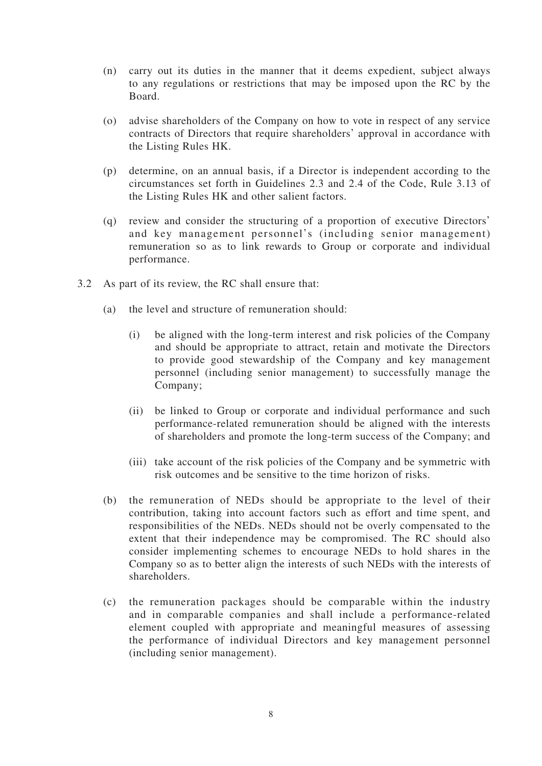(n) carry out its duties in the manner that it deems expedient, subject always to any regulations or restrictions that may be imposed upon the RC by the Board.

(o) advise shareholders of the Company on how to vote in respect of any service contracts of Directors that require shareholders' approval in accordance with the Listing Rules HK.

(p) determine, on an annual basis, if a Director is independent according to the circumstances set forth in Guidelines 2.3 and 2.4 of the Code, Rule 3.13 of the Listing Rules HK and other salient factors.

(q) review and consider the structuring of a proportion of executive Directors' and key management personnel's (including senior management) remuneration so as to link rewards to Group or corporate and individual performance.

3.2 As part of its review, the RC shall ensure that:

(a) the level and structure of remuneration should:

(i) be aligned with the long-term interest and risk policies of the Company and should be appropriate to attract, retain and motivate the Directors to provide good stewardship of the Company and key management personnel (including senior management) to successfully manage the Company;

(ii) be linked to Group or corporate and individual performance and such performance-related remuneration should be aligned with the interests of shareholders and promote the long-term success of the Company; and

(iii) take account of the risk policies of the Company and be symmetric with risk outcomes and be sensitive to the time horizon of risks.

(b) the remuneration of NEDs should be appropriate to the level of their contribution, taking into account factors such as effort and time spent, and responsibilities of the NEDs. NEDs should not be overly compensated to the extent that their independence may be compromised. The RC should also consider implementing schemes to encourage NEDs to hold shares in the Company so as to better align the interests of such NEDs with the interests of shareholders.

(c) the remuneration packages should be comparable within the industry and in comparable companies and shall include a performance-related element coupled with appropriate and meaningful measures of assessing the performance of individual Directors and key management personnel (including senior management).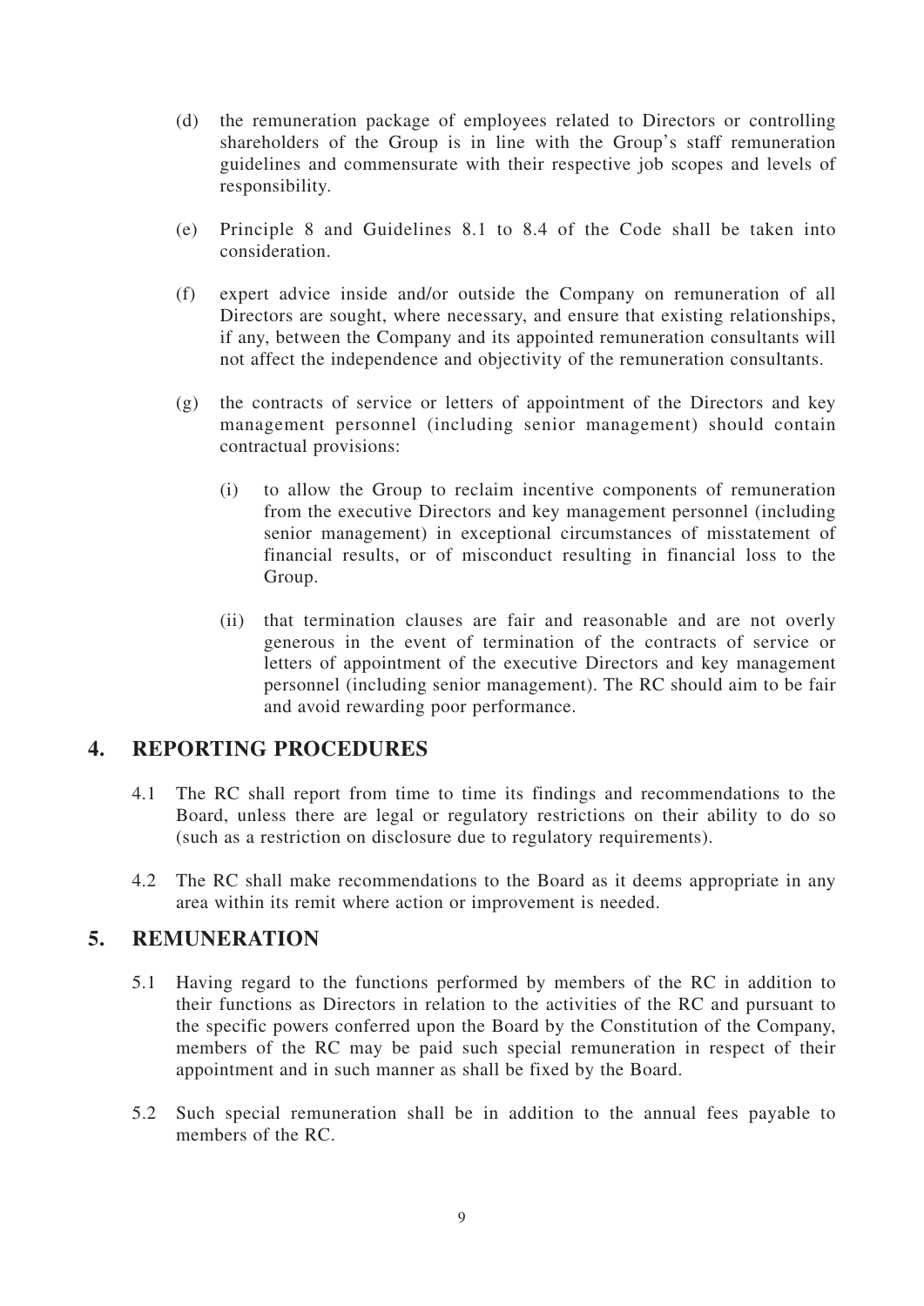(d) the remuneration package of employees related to Directors or controlling shareholders of the Group is in line with the Group's staff remuneration guidelines and commensurate with their respective job scopes and levels of responsibility.

(e) Principle 8 and Guidelines 8.1 to 8.4 of the Code shall be taken into consideration.

(f) expert advice inside and/or outside the Company on remuneration of all Directors are sought, where necessary, and ensure that existing relationships, if any, between the Company and its appointed remuneration consultants will not affect the independence and objectivity of the remuneration consultants.

(g) the contracts of service or letters of appointment of the Directors and key management personnel (including senior management) should contain contractual provisions:

(i) to allow the Group to reclaim incentive components of remuneration from the executive Directors and key management personnel (including senior management) in exceptional circumstances of misstatement of financial results, or of misconduct resulting in financial loss to the Group.

(ii) that termination clauses are fair and reasonable and are not overly generous in the event of termination of the contracts of service or letters of appointment of the executive Directors and key management personnel (including senior management). The RC should aim to be fair and avoid rewarding poor performance.

## 4. REPORTING PROCEDURES

4.1 The RC shall report from time to time its findings and recommendations to the Board, unless there are legal or regulatory restrictions on their ability to do so (such as a restriction on disclosure due to regulatory requirements).

4.2 The RC shall make recommendations to the Board as it deems appropriate in any area within its remit where action or improvement is needed.

## 5. REMUNERATION

5.1 Having regard to the functions performed by members of the RC in addition to their functions as Directors in relation to the activities of the RC and pursuant to the specific powers conferred upon the Board by the Constitution of the Company, members of the RC may be paid such special remuneration in respect of their appointment and in such manner as shall be fixed by the Board.

5.2 Such special remuneration shall be in addition to the annual fees payable to members of the RC.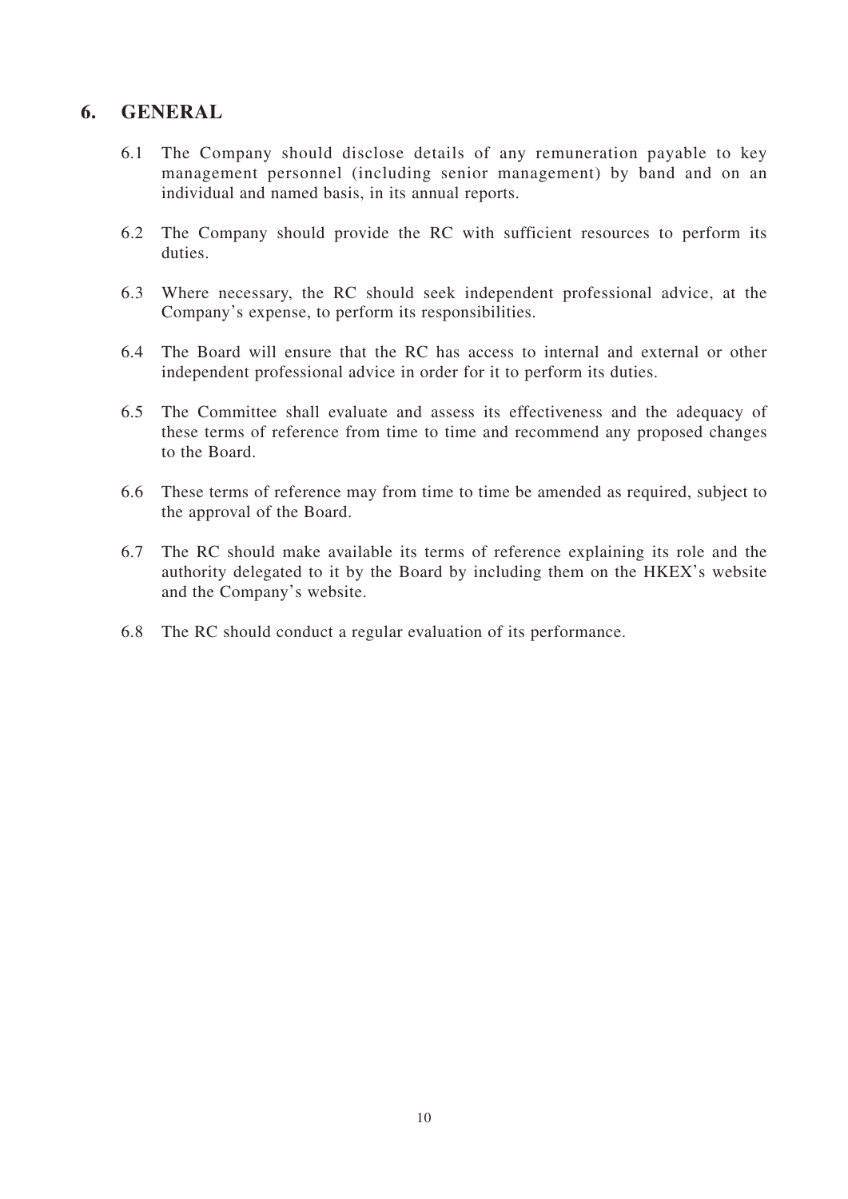## 6. GENERAL

6.1 The Company should disclose details of any remuneration payable to key management personnel (including senior management) by band and on an individual and named basis, in its annual reports.

6.2 The Company should provide the RC with sufficient resources to perform its duties.

6.3 Where necessary, the RC should seek independent professional advice, at the Company's expense, to perform its responsibilities.

6.4 The Board will ensure that the RC has access to internal and external or other independent professional advice in order for it to perform its duties.

6.5 The Committee shall evaluate and assess its effectiveness and the adequacy of these terms of reference from time to time and recommend any proposed changes to the Board.

6.6 These terms of reference may from time to time be amended as required, subject to the approval of the Board.

6.7 The RC should make available its terms of reference explaining its role and the authority delegated to it by the Board by including them on the HKEX's website and the Company's website.

6.8 The RC should conduct a regular evaluation of its performance.